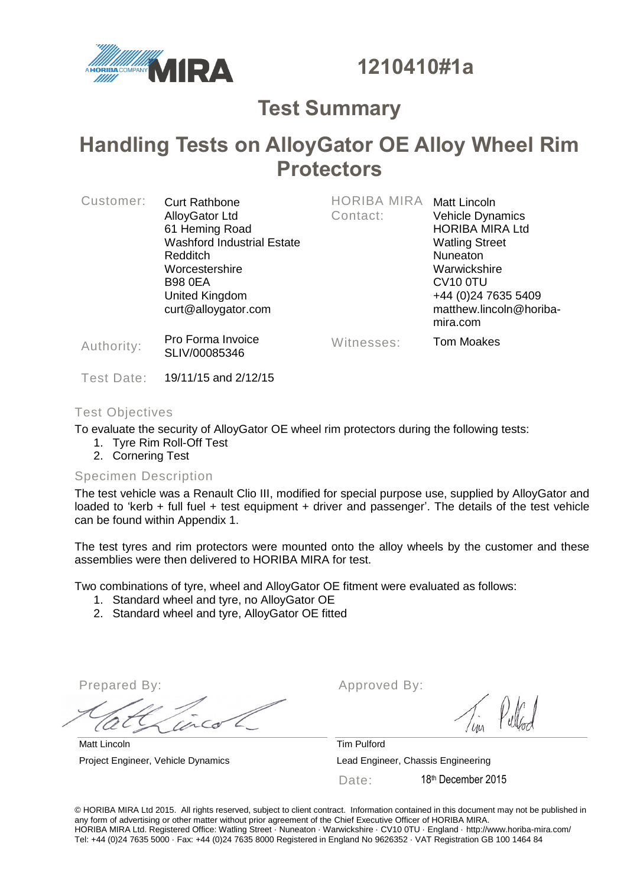1210410#1a

# Test Summary

# Handling Tests on AlloyGator OE Alloy Wheel Rim Protectors

| | | | |
|---|---|---|---|
| Customer: | Curt Rathbone<br>AlloyGator Ltd<br>61 Heming Road<br>Washford Industrial Estate<br>Redditch<br>Worcestershire<br>B98 0EA<br>United Kingdom<br>curt@alloygator.com | HORIBA MIRA Contact: | Matt Lincoln<br>Vehicle Dynamics<br>HORIBA MIRA Ltd<br>Watling Street<br>Nuneaton<br>Warwickshire<br>CV10 0TU<br>+44 (0)24 7635 5409<br>matthew.lincoln@horiba-mira.com |
| Authority: | Pro Forma Invoice SLIV/00085346 | Witnesses: | Tom Moakes |
| Test Date: | 19/11/15 and 2/12/15 | | |

## Test Objectives

To evaluate the security of AlloyGator OE wheel rim protectors during the following tests:

1. Tyre Rim Roll-Off Test
2. Cornering Test

## Specimen Description

The test vehicle was a Renault Clio III, modified for special purpose use, supplied by AlloyGator and loaded to 'kerb + full fuel + test equipment + driver and passenger'. The details of the test vehicle can be found within Appendix 1.

The test tyres and rim protectors were mounted onto the alloy wheels by the customer and these assemblies were then delivered to HORIBA MIRA for test.

Two combinations of tyre, wheel and AlloyGator OE fitment were evaluated as follows:

1. Standard wheel and tyre, no AlloyGator OE
2. Standard wheel and tyre, AlloyGator OE fitted

| Prepared By: | Approved By: |
|---|---|
| Matt Lincoln | Tim Pulford |
| Project Engineer, Vehicle Dynamics | Lead Engineer, Chassis Engineering |
| | Date: 18th December 2015 |

© HORIBA MIRA Ltd 2015. All rights reserved, subject to client contract. Information contained in this document may not be published in any form of advertising or other matter without prior agreement of the Chief Executive Officer of HORIBA MIRA.
HORIBA MIRA Ltd. Registered Office: Watling Street · Nuneaton · Warwickshire · CV10 0TU · England · http://www.horiba-mira.com/
Tel: +44 (0)24 7635 5000 · Fax: +44 (0)24 7635 8000 Registered in England No 9626352 · VAT Registration GB 100 1464 84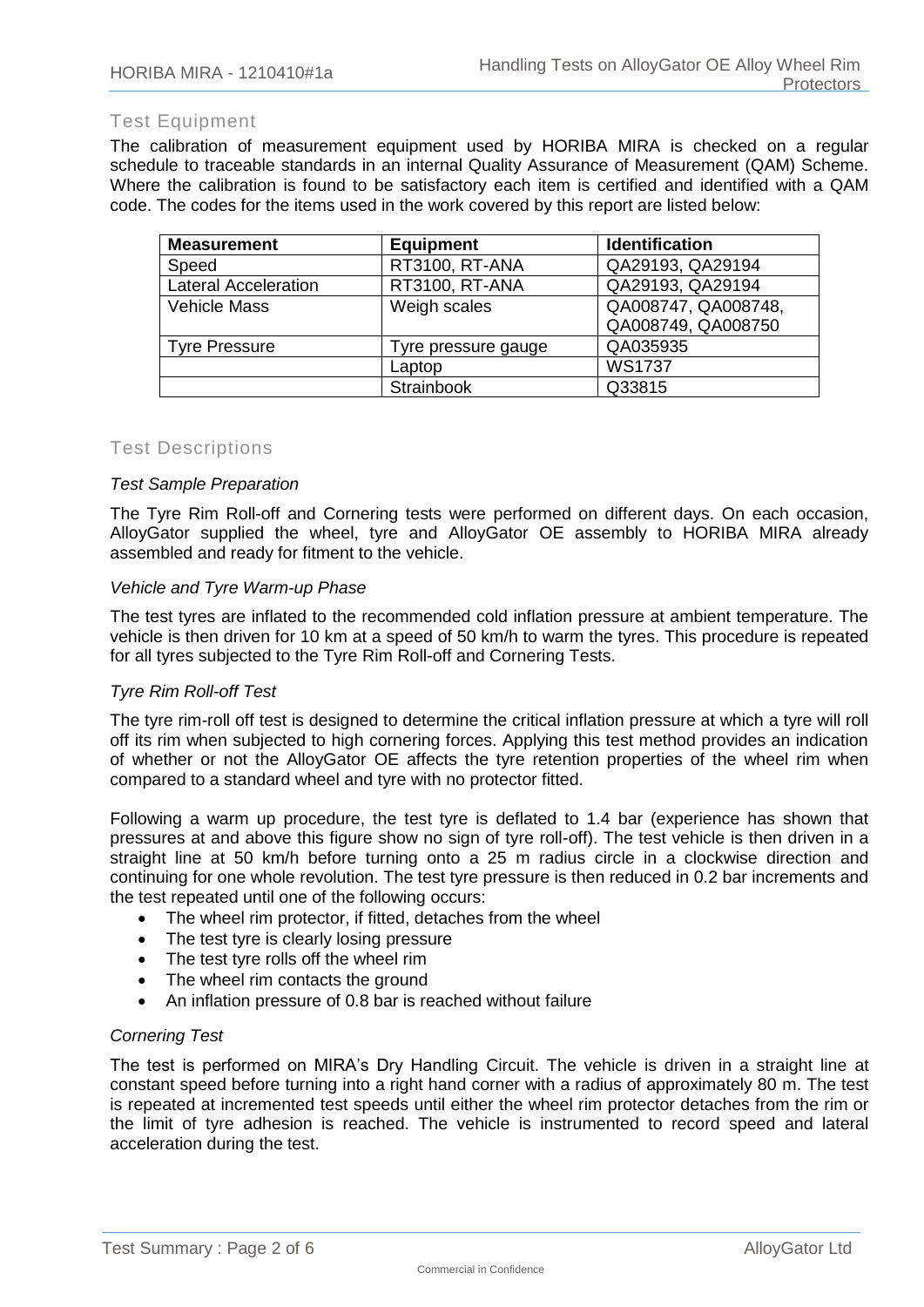## Test Equipment

The calibration of measurement equipment used by HORIBA MIRA is checked on a regular schedule to traceable standards in an internal Quality Assurance of Measurement (QAM) Scheme. Where the calibration is found to be satisfactory each item is certified and identified with a QAM code. The codes for the items used in the work covered by this report are listed below:

| Measurement | Equipment | Identification |
|---|---|---|
| Speed | RT3100, RT-ANA | QA29193, QA29194 |
| Lateral Acceleration | RT3100, RT-ANA | QA29193, QA29194 |
| Vehicle Mass | Weigh scales | QA008747, QA008748, QA008749, QA008750 |
| Tyre Pressure | Tyre pressure gauge | QA035935 |
| | Laptop | WS1737 |
| | Strainbook | Q33815 |

## Test Descriptions

*Test Sample Preparation*

The Tyre Rim Roll-off and Cornering tests were performed on different days. On each occasion, AlloyGator supplied the wheel, tyre and AlloyGator OE assembly to HORIBA MIRA already assembled and ready for fitment to the vehicle.

*Vehicle and Tyre Warm-up Phase*

The test tyres are inflated to the recommended cold inflation pressure at ambient temperature. The vehicle is then driven for 10 km at a speed of 50 km/h to warm the tyres. This procedure is repeated for all tyres subjected to the Tyre Rim Roll-off and Cornering Tests.

*Tyre Rim Roll-off Test*

The tyre rim-roll off test is designed to determine the critical inflation pressure at which a tyre will roll off its rim when subjected to high cornering forces. Applying this test method provides an indication of whether or not the AlloyGator OE affects the tyre retention properties of the wheel rim when compared to a standard wheel and tyre with no protector fitted.

Following a warm up procedure, the test tyre is deflated to 1.4 bar (experience has shown that pressures at and above this figure show no sign of tyre roll-off). The test vehicle is then driven in a straight line at 50 km/h before turning onto a 25 m radius circle in a clockwise direction and continuing for one whole revolution. The test tyre pressure is then reduced in 0.2 bar increments and the test repeated until one of the following occurs:

- The wheel rim protector, if fitted, detaches from the wheel
- The test tyre is clearly losing pressure
- The test tyre rolls off the wheel rim
- The wheel rim contacts the ground
- An inflation pressure of 0.8 bar is reached without failure

*Cornering Test*

The test is performed on MIRA's Dry Handling Circuit. The vehicle is driven in a straight line at constant speed before turning into a right hand corner with a radius of approximately 80 m. The test is repeated at incremented test speeds until either the wheel rim protector detaches from the rim or the limit of tyre adhesion is reached. The vehicle is instrumented to record speed and lateral acceleration during the test.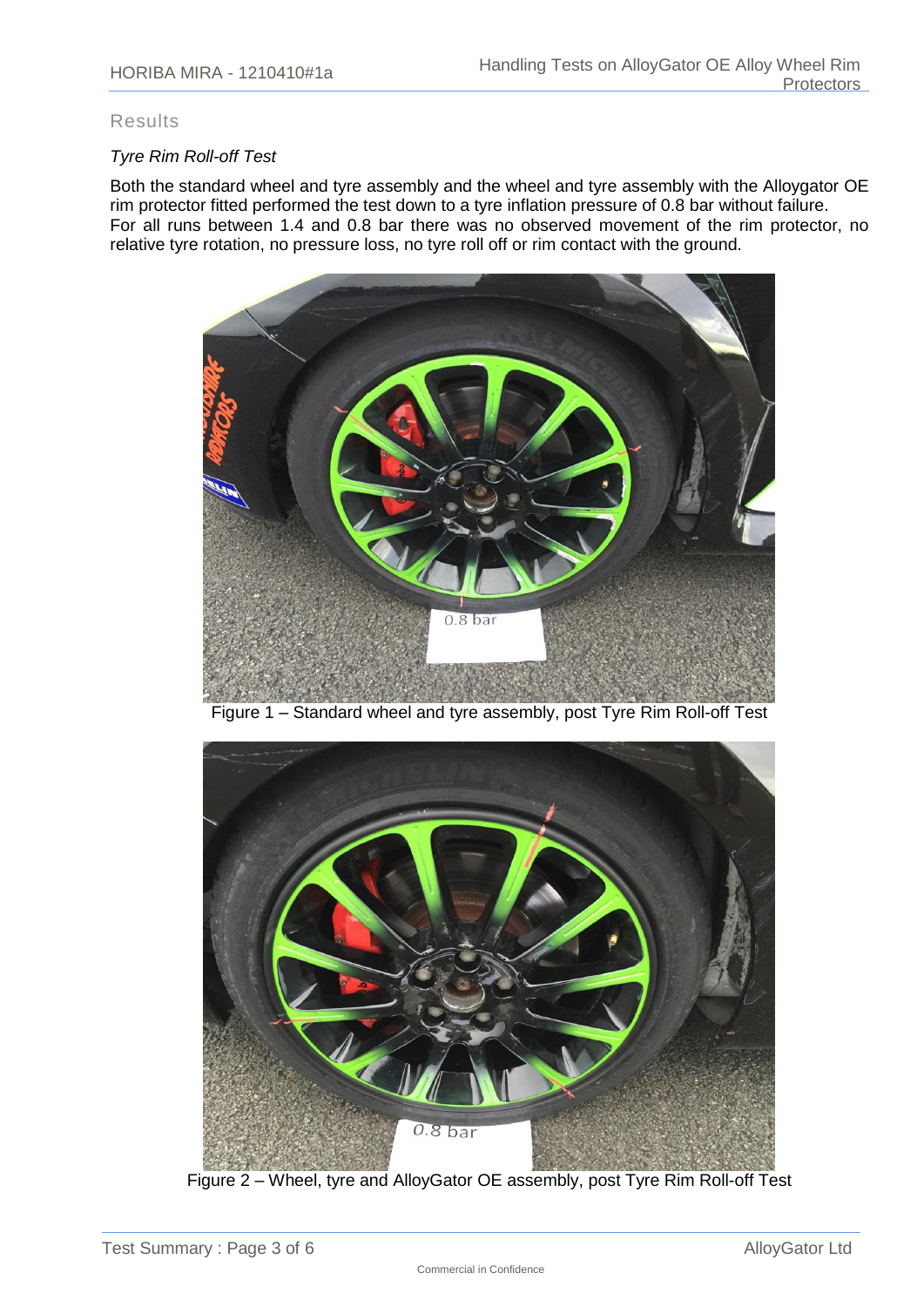## Results

### *Tyre Rim Roll-off Test*

Both the standard wheel and tyre assembly and the wheel and tyre assembly with the Alloygator OE rim protector fitted performed the test down to a tyre inflation pressure of 0.8 bar without failure.
For all runs between 1.4 and 0.8 bar there was no observed movement of the rim protector, no relative tyre rotation, no pressure loss, no tyre roll off or rim contact with the ground.

Figure 1 – Standard wheel and tyre assembly, post Tyre Rim Roll-off Test

Figure 2 – Wheel, tyre and AlloyGator OE assembly, post Tyre Rim Roll-off Test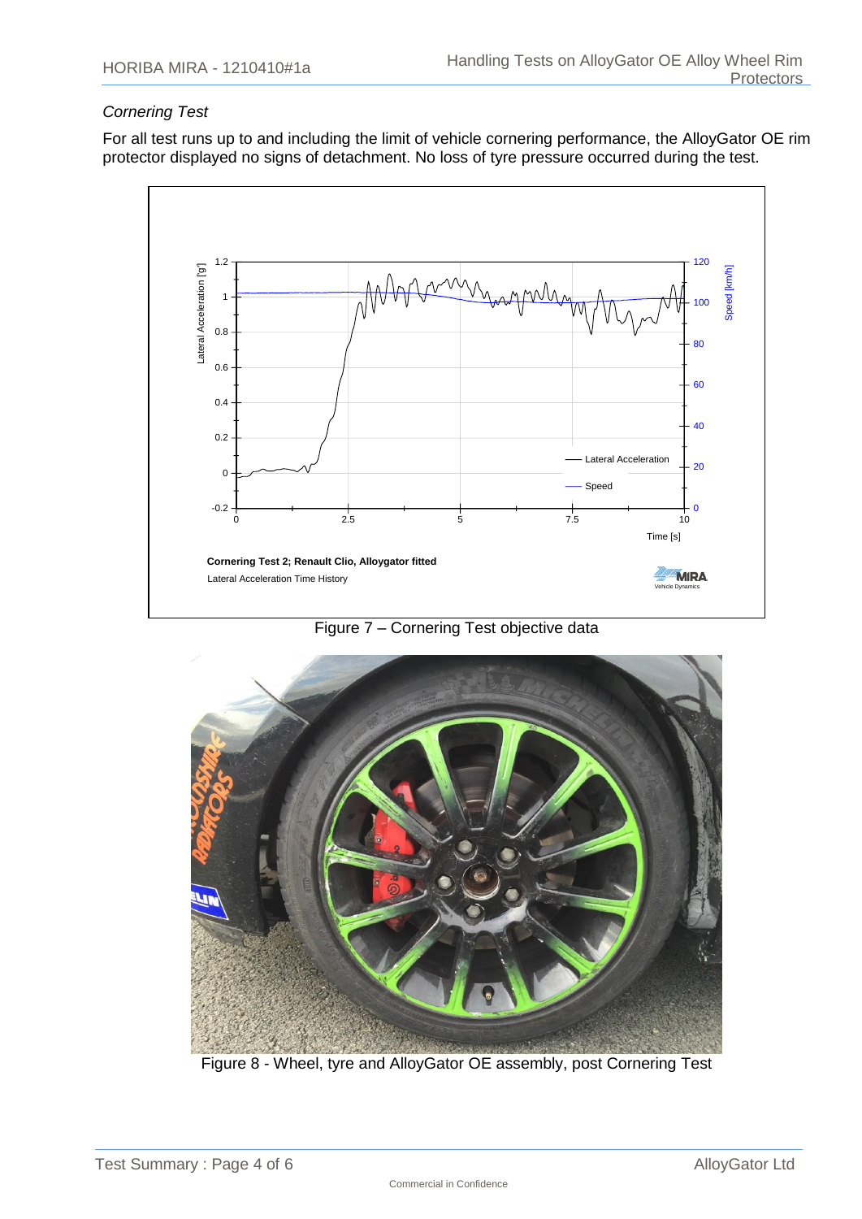*Cornering Test*

For all test runs up to and including the limit of vehicle cornering performance, the AlloyGator OE rim protector displayed no signs of detachment. No loss of tyre pressure occurred during the test.

Figure 7 – Cornering Test objective data

Figure 8 - Wheel, tyre and AlloyGator OE assembly, post Cornering Test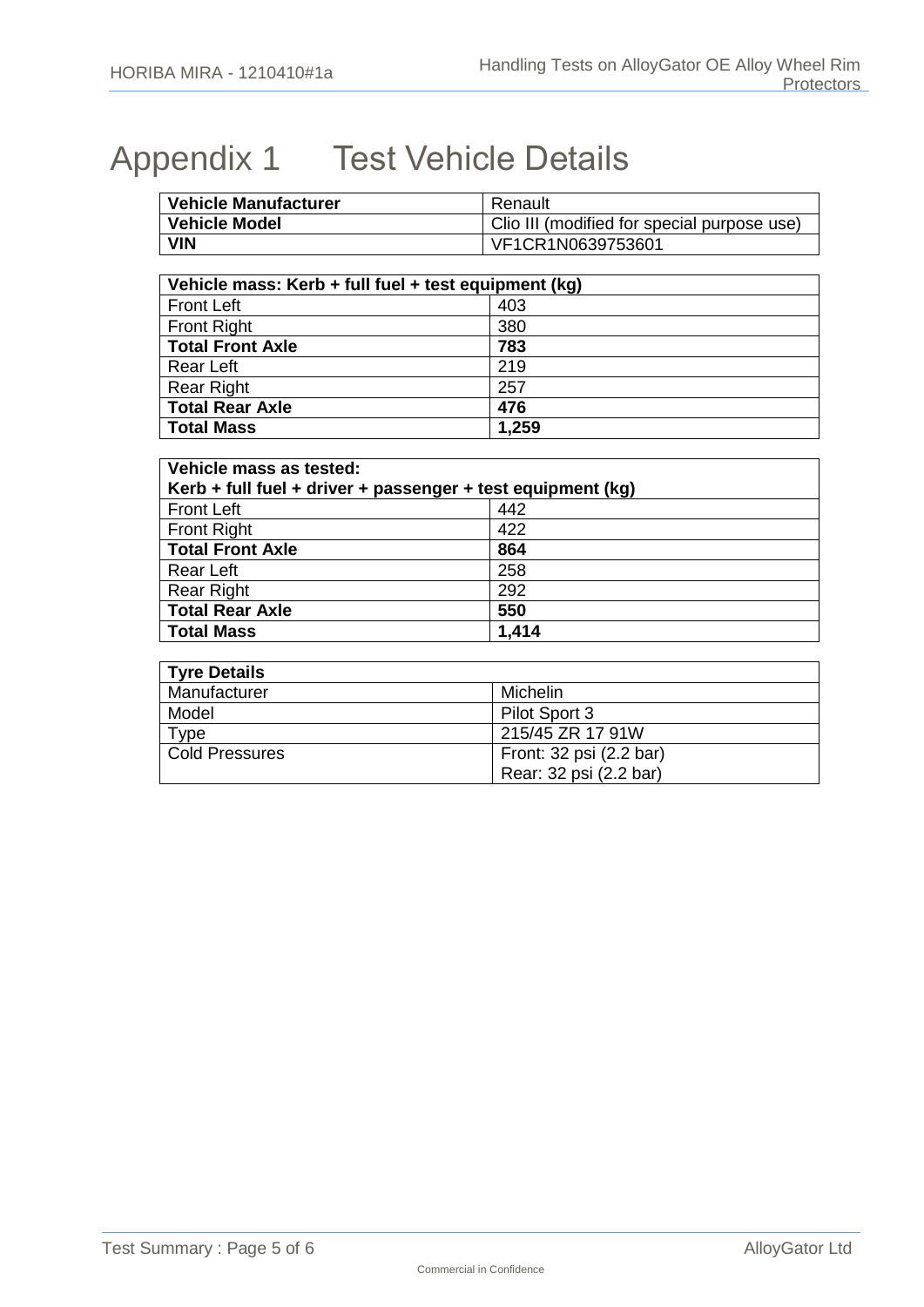# Appendix 1 Test Vehicle Details

| **Vehicle Manufacturer** | Renault |
|---|---|
| **Vehicle Model** | Clio III (modified for special purpose use) |
| **VIN** | VF1CR1N0639753601 |

| **Vehicle mass: Kerb + full fuel + test equipment (kg)** | |
|---|---|
| Front Left | 403 |
| Front Right | 380 |
| **Total Front Axle** | **783** |
| Rear Left | 219 |
| Rear Right | 257 |
| **Total Rear Axle** | **476** |
| **Total Mass** | **1,259** |

| **Vehicle mass as tested: Kerb + full fuel + driver + passenger + test equipment (kg)** | |
|---|---|
| Front Left | 442 |
| Front Right | 422 |
| **Total Front Axle** | **864** |
| Rear Left | 258 |
| Rear Right | 292 |
| **Total Rear Axle** | **550** |
| **Total Mass** | **1,414** |

| **Tyre Details** | |
|---|---|
| Manufacturer | Michelin |
| Model | Pilot Sport 3 |
| Type | 215/45 ZR 17 91W |
| Cold Pressures | Front: 32 psi (2.2 bar)<br>Rear: 32 psi (2.2 bar) |

Commercial in Confidence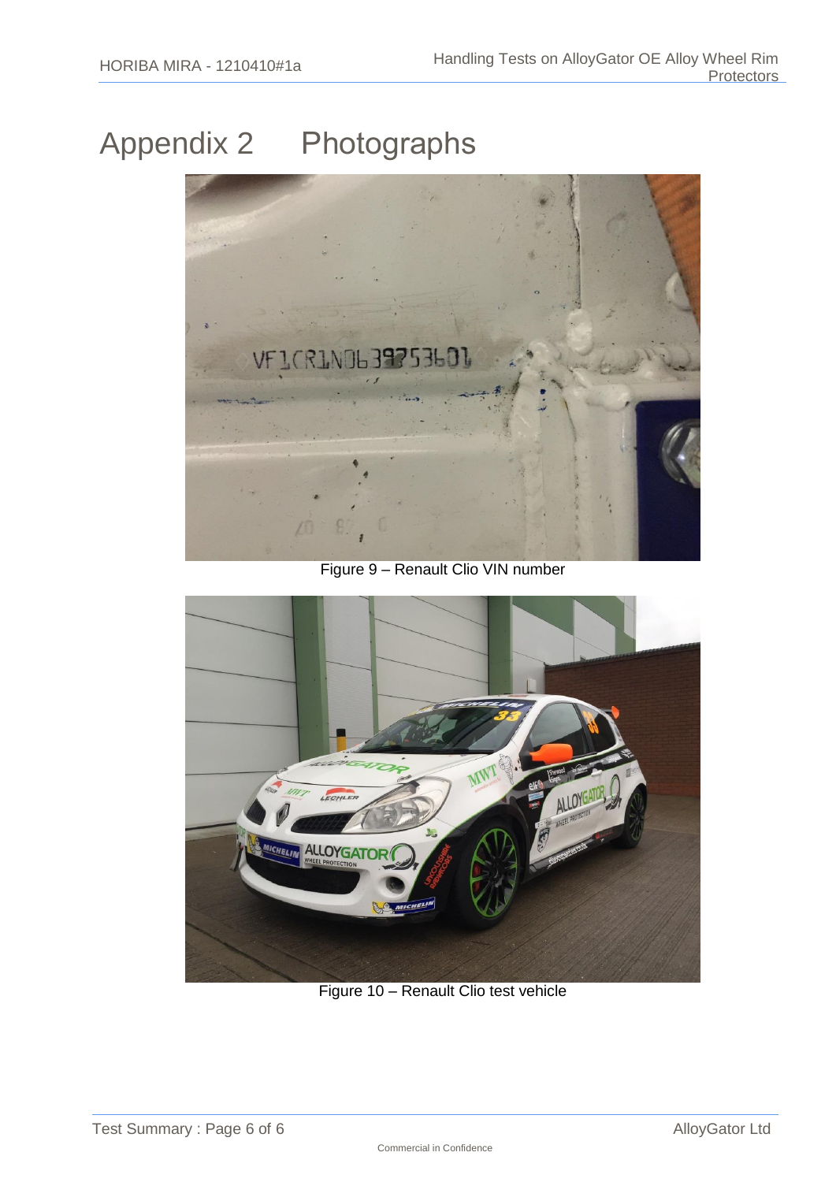# Appendix 2 Photographs

Figure 9 – Renault Clio VIN number

Figure 10 – Renault Clio test vehicle